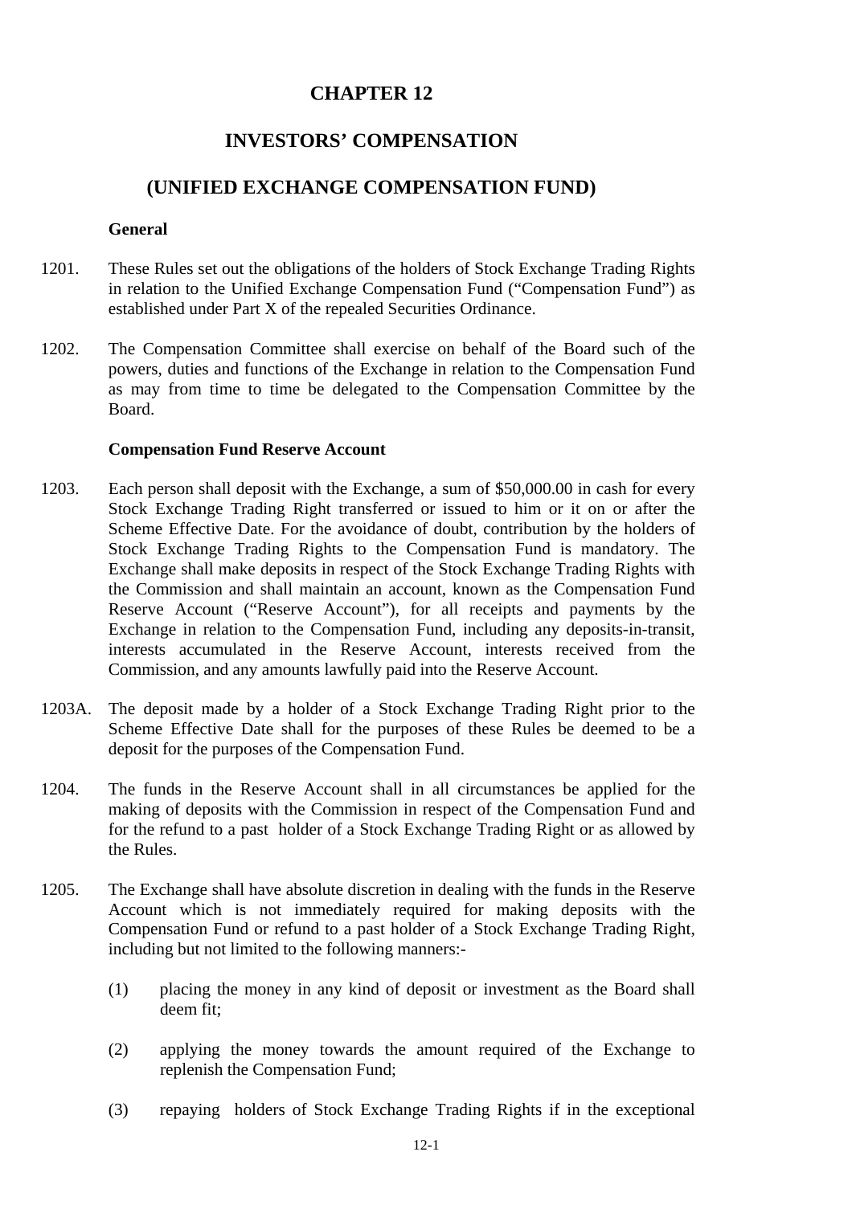# CHAPTER 12

# INVESTORS' COMPENSATION

# (UNIFIED EXCHANGE COMPENSATION FUND)

### General

1201. These Rules set out the obligations of the holders of Stock Exchange Trading Rights in relation to the Unified Exchange Compensation Fund ("Compensation Fund") as established under Part X of the repealed Securities Ordinance.

1202. The Compensation Committee shall exercise on behalf of the Board such of the powers, duties and functions of the Exchange in relation to the Compensation Fund as may from time to time be delegated to the Compensation Committee by the Board.

### Compensation Fund Reserve Account

1203. Each person shall deposit with the Exchange, a sum of $50,000.00 in cash for every Stock Exchange Trading Right transferred or issued to him or it on or after the Scheme Effective Date. For the avoidance of doubt, contribution by the holders of Stock Exchange Trading Rights to the Compensation Fund is mandatory. The Exchange shall make deposits in respect of the Stock Exchange Trading Rights with the Commission and shall maintain an account, known as the Compensation Fund Reserve Account ("Reserve Account"), for all receipts and payments by the Exchange in relation to the Compensation Fund, including any deposits-in-transit, interests accumulated in the Reserve Account, interests received from the Commission, and any amounts lawfully paid into the Reserve Account.

1203A. The deposit made by a holder of a Stock Exchange Trading Right prior to the Scheme Effective Date shall for the purposes of these Rules be deemed to be a deposit for the purposes of the Compensation Fund.

1204. The funds in the Reserve Account shall in all circumstances be applied for the making of deposits with the Commission in respect of the Compensation Fund and for the refund to a past holder of a Stock Exchange Trading Right or as allowed by the Rules.

1205. The Exchange shall have absolute discretion in dealing with the funds in the Reserve Account which is not immediately required for making deposits with the Compensation Fund or refund to a past holder of a Stock Exchange Trading Right, including but not limited to the following manners:-

   (1) placing the money in any kind of deposit or investment as the Board shall deem fit;

   (2) applying the money towards the amount required of the Exchange to replenish the Compensation Fund;

   (3) repaying holders of Stock Exchange Trading Rights if in the exceptional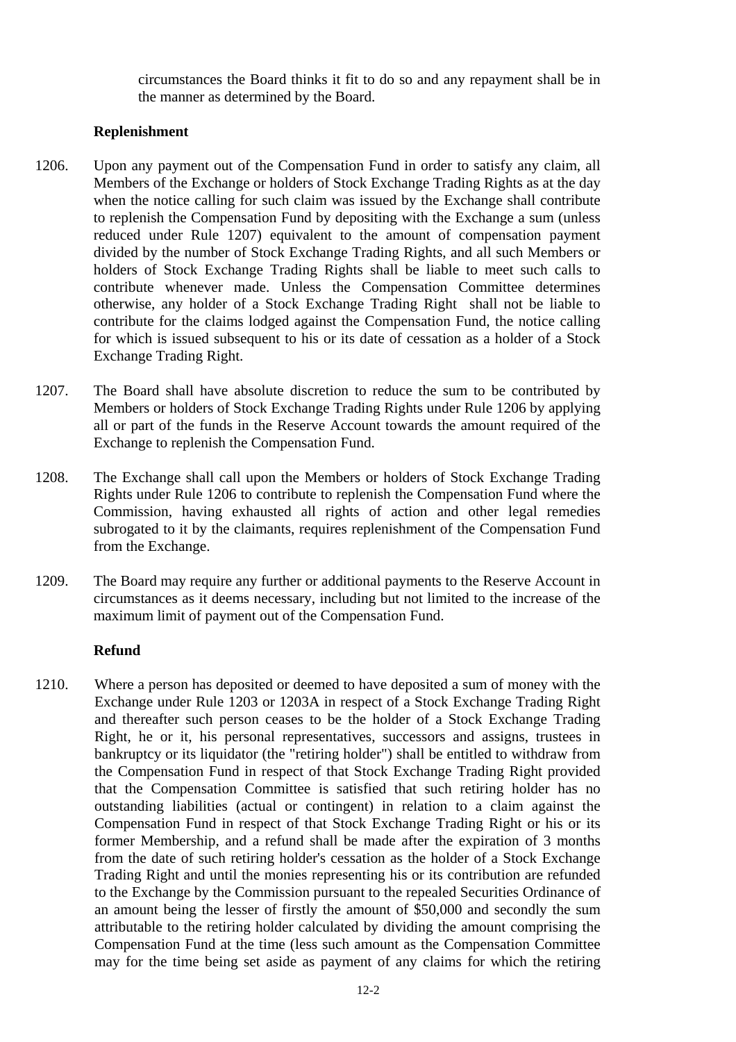circumstances the Board thinks it fit to do so and any repayment shall be in the manner as determined by the Board.

**Replenishment**

1206. Upon any payment out of the Compensation Fund in order to satisfy any claim, all Members of the Exchange or holders of Stock Exchange Trading Rights as at the day when the notice calling for such claim was issued by the Exchange shall contribute to replenish the Compensation Fund by depositing with the Exchange a sum (unless reduced under Rule 1207) equivalent to the amount of compensation payment divided by the number of Stock Exchange Trading Rights, and all such Members or holders of Stock Exchange Trading Rights shall be liable to meet such calls to contribute whenever made. Unless the Compensation Committee determines otherwise, any holder of a Stock Exchange Trading Right shall not be liable to contribute for the claims lodged against the Compensation Fund, the notice calling for which is issued subsequent to his or its date of cessation as a holder of a Stock Exchange Trading Right.

1207. The Board shall have absolute discretion to reduce the sum to be contributed by Members or holders of Stock Exchange Trading Rights under Rule 1206 by applying all or part of the funds in the Reserve Account towards the amount required of the Exchange to replenish the Compensation Fund.

1208. The Exchange shall call upon the Members or holders of Stock Exchange Trading Rights under Rule 1206 to contribute to replenish the Compensation Fund where the Commission, having exhausted all rights of action and other legal remedies subrogated to it by the claimants, requires replenishment of the Compensation Fund from the Exchange.

1209. The Board may require any further or additional payments to the Reserve Account in circumstances as it deems necessary, including but not limited to the increase of the maximum limit of payment out of the Compensation Fund.

**Refund**

1210. Where a person has deposited or deemed to have deposited a sum of money with the Exchange under Rule 1203 or 1203A in respect of a Stock Exchange Trading Right and thereafter such person ceases to be the holder of a Stock Exchange Trading Right, he or it, his personal representatives, successors and assigns, trustees in bankruptcy or its liquidator (the "retiring holder") shall be entitled to withdraw from the Compensation Fund in respect of that Stock Exchange Trading Right provided that the Compensation Committee is satisfied that such retiring holder has no outstanding liabilities (actual or contingent) in relation to a claim against the Compensation Fund in respect of that Stock Exchange Trading Right or his or its former Membership, and a refund shall be made after the expiration of 3 months from the date of such retiring holder's cessation as the holder of a Stock Exchange Trading Right and until the monies representing his or its contribution are refunded to the Exchange by the Commission pursuant to the repealed Securities Ordinance of an amount being the lesser of firstly the amount of $50,000 and secondly the sum attributable to the retiring holder calculated by dividing the amount comprising the Compensation Fund at the time (less such amount as the Compensation Committee may for the time being set aside as payment of any claims for which the retiring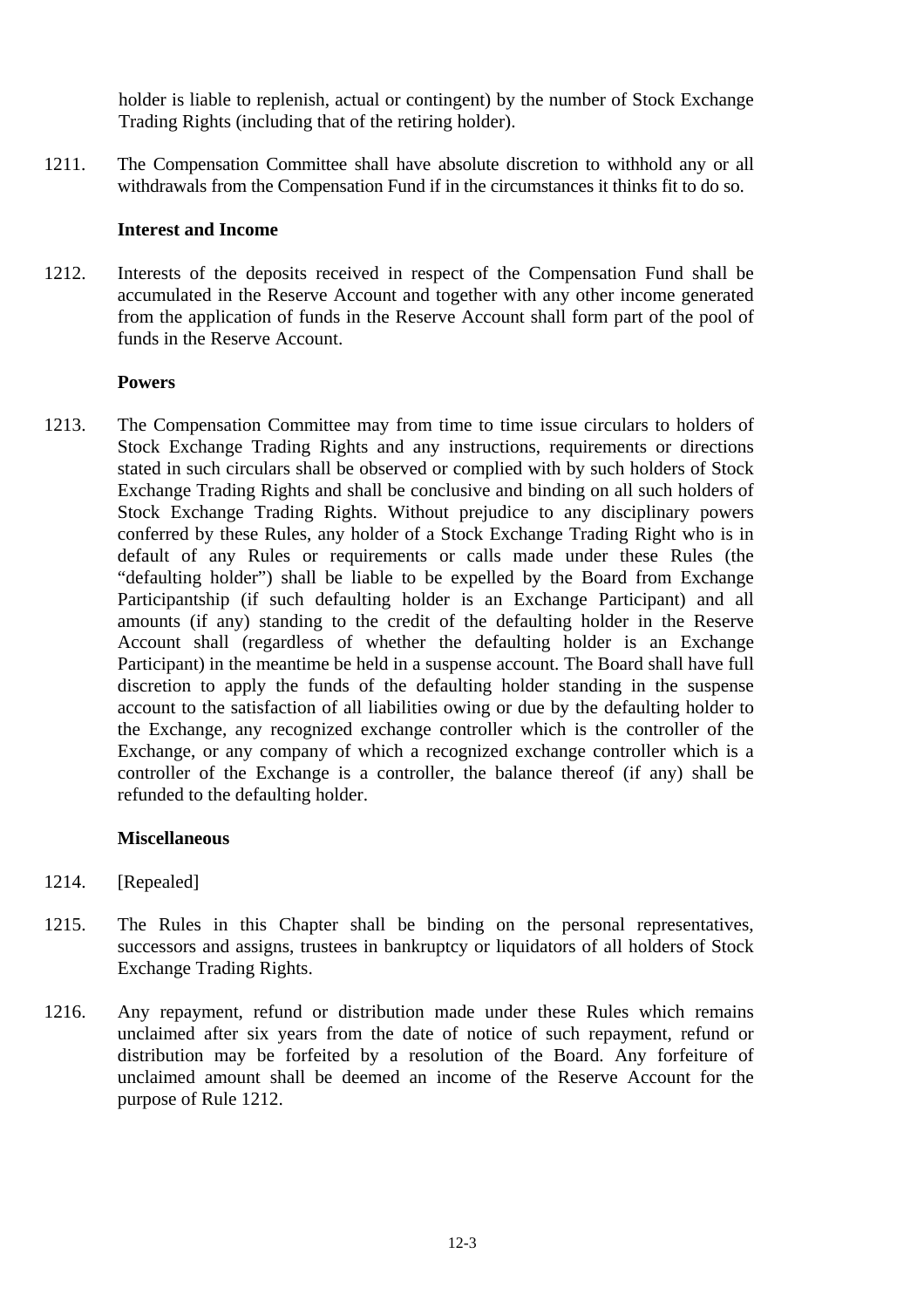holder is liable to replenish, actual or contingent) by the number of Stock Exchange Trading Rights (including that of the retiring holder).

1211. The Compensation Committee shall have absolute discretion to withhold any or all withdrawals from the Compensation Fund if in the circumstances it thinks fit to do so.

**Interest and Income**

1212. Interests of the deposits received in respect of the Compensation Fund shall be accumulated in the Reserve Account and together with any other income generated from the application of funds in the Reserve Account shall form part of the pool of funds in the Reserve Account.

**Powers**

1213. The Compensation Committee may from time to time issue circulars to holders of Stock Exchange Trading Rights and any instructions, requirements or directions stated in such circulars shall be observed or complied with by such holders of Stock Exchange Trading Rights and shall be conclusive and binding on all such holders of Stock Exchange Trading Rights. Without prejudice to any disciplinary powers conferred by these Rules, any holder of a Stock Exchange Trading Right who is in default of any Rules or requirements or calls made under these Rules (the "defaulting holder") shall be liable to be expelled by the Board from Exchange Participantship (if such defaulting holder is an Exchange Participant) and all amounts (if any) standing to the credit of the defaulting holder in the Reserve Account shall (regardless of whether the defaulting holder is an Exchange Participant) in the meantime be held in a suspense account. The Board shall have full discretion to apply the funds of the defaulting holder standing in the suspense account to the satisfaction of all liabilities owing or due by the defaulting holder to the Exchange, any recognized exchange controller which is the controller of the Exchange, or any company of which a recognized exchange controller which is a controller of the Exchange is a controller, the balance thereof (if any) shall be refunded to the defaulting holder.

**Miscellaneous**

1214. [Repealed]

1215. The Rules in this Chapter shall be binding on the personal representatives, successors and assigns, trustees in bankruptcy or liquidators of all holders of Stock Exchange Trading Rights.

1216. Any repayment, refund or distribution made under these Rules which remains unclaimed after six years from the date of notice of such repayment, refund or distribution may be forfeited by a resolution of the Board. Any forfeiture of unclaimed amount shall be deemed an income of the Reserve Account for the purpose of Rule 1212.